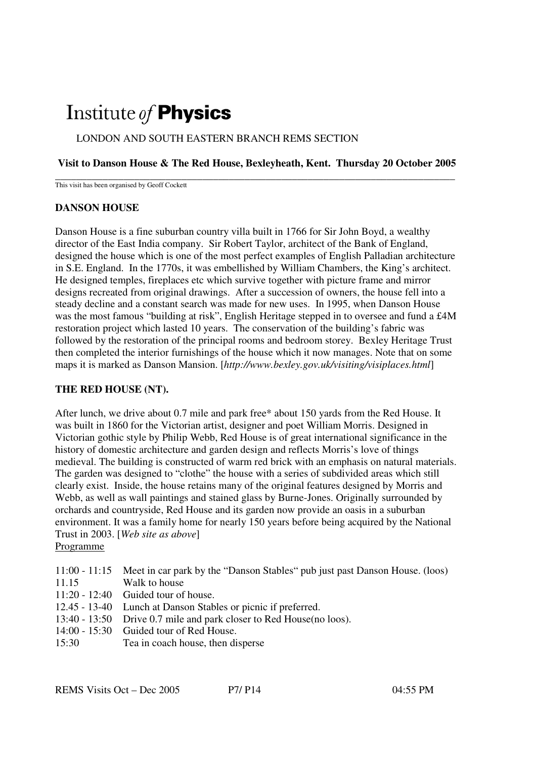# Institute *of* **Physics**

LONDON AND SOUTH EASTERN BRANCH REMS SECTION

**Visit to Danson House & The Red House, Bexleyheath, Kent. Thursday 20 October 2005**

This visit has been organised by Geoff Cockett

## DANSON HOUSE

Danson House is a fine suburban country villa built in 1766 for Sir John Boyd, a wealthy director of the East India company. Sir Robert Taylor, architect of the Bank of England, designed the house which is one of the most perfect examples of English Palladian architecture in S.E. England. In the 1770s, it was embellished by William Chambers, the King's architect. He designed temples, fireplaces etc which survive together with picture frame and mirror designs recreated from original drawings. After a succession of owners, the house fell into a steady decline and a constant search was made for new uses. In 1995, when Danson House was the most famous "building at risk", English Heritage stepped in to oversee and fund a £4M restoration project which lasted 10 years. The conservation of the building's fabric was followed by the restoration of the principal rooms and bedroom storey. Bexley Heritage Trust then completed the interior furnishings of the house which it now manages. Note that on some maps it is marked as Danson Mansion. [*http://www.bexley.gov.uk/visiting/visiplaces.html*]

## THE RED HOUSE (NT).

After lunch, we drive about 0.7 mile and park free* about 150 yards from the Red House. It was built in 1860 for the Victorian artist, designer and poet William Morris. Designed in Victorian gothic style by Philip Webb, Red House is of great international significance in the history of domestic architecture and garden design and reflects Morris's love of things medieval. The building is constructed of warm red brick with an emphasis on natural materials. The garden was designed to "clothe" the house with a series of subdivided areas which still clearly exist. Inside, the house retains many of the original features designed by Morris and Webb, as well as wall paintings and stained glass by Burne-Jones. Originally surrounded by orchards and countryside, Red House and its garden now provide an oasis in a suburban environment. It was a family home for nearly 150 years before being acquired by the National Trust in 2003. [*Web site as above*]

<u>Programme</u>

| | |
|---|---|
| 11:00 - 11:15 | Meet in car park by the "Danson Stables" pub just past Danson House. (loos) |
| 11.15 | Walk to house |
| 11:20 - 12:40 | Guided tour of house. |
| 12.45 - 13-40 | Lunch at Danson Stables or picnic if preferred. |
| 13:40 - 13:50 | Drive 0.7 mile and park closer to Red House(no loos). |
| 14:00 - 15:30 | Guided tour of Red House. |
| 15:30 | Tea in coach house, then disperse |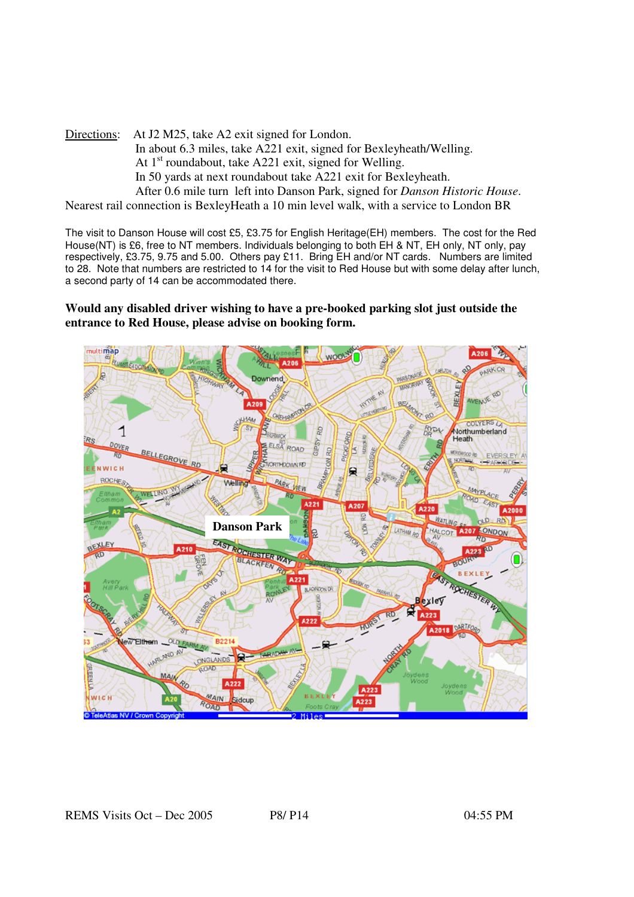Directions: At J2 M25, take A2 exit signed for London.
In about 6.3 miles, take A221 exit, signed for Bexleyheath/Welling.
At 1st roundabout, take A221 exit, signed for Welling.
In 50 yards at next roundabout take A221 exit for Bexleyheath.
After 0.6 mile turn left into Danson Park, signed for *Danson Historic House*.
Nearest rail connection is BexleyHeath a 10 min level walk, with a service to London BR

The visit to Danson House will cost £5, £3.75 for English Heritage(EH) members. The cost for the Red House(NT) is £6, free to NT members. Individuals belonging to both EH & NT, EH only, NT only, pay respectively, £3.75, 9.75 and 5.00. Others pay £11. Bring EH and/or NT cards. Numbers are limited to 28. Note that numbers are restricted to 14 for the visit to Red House but with some delay after lunch, a second party of 14 can be accommodated there.

**Would any disabled driver wishing to have a pre-booked parking slot just outside the entrance to Red House, please advise on booking form.**

Danson Park